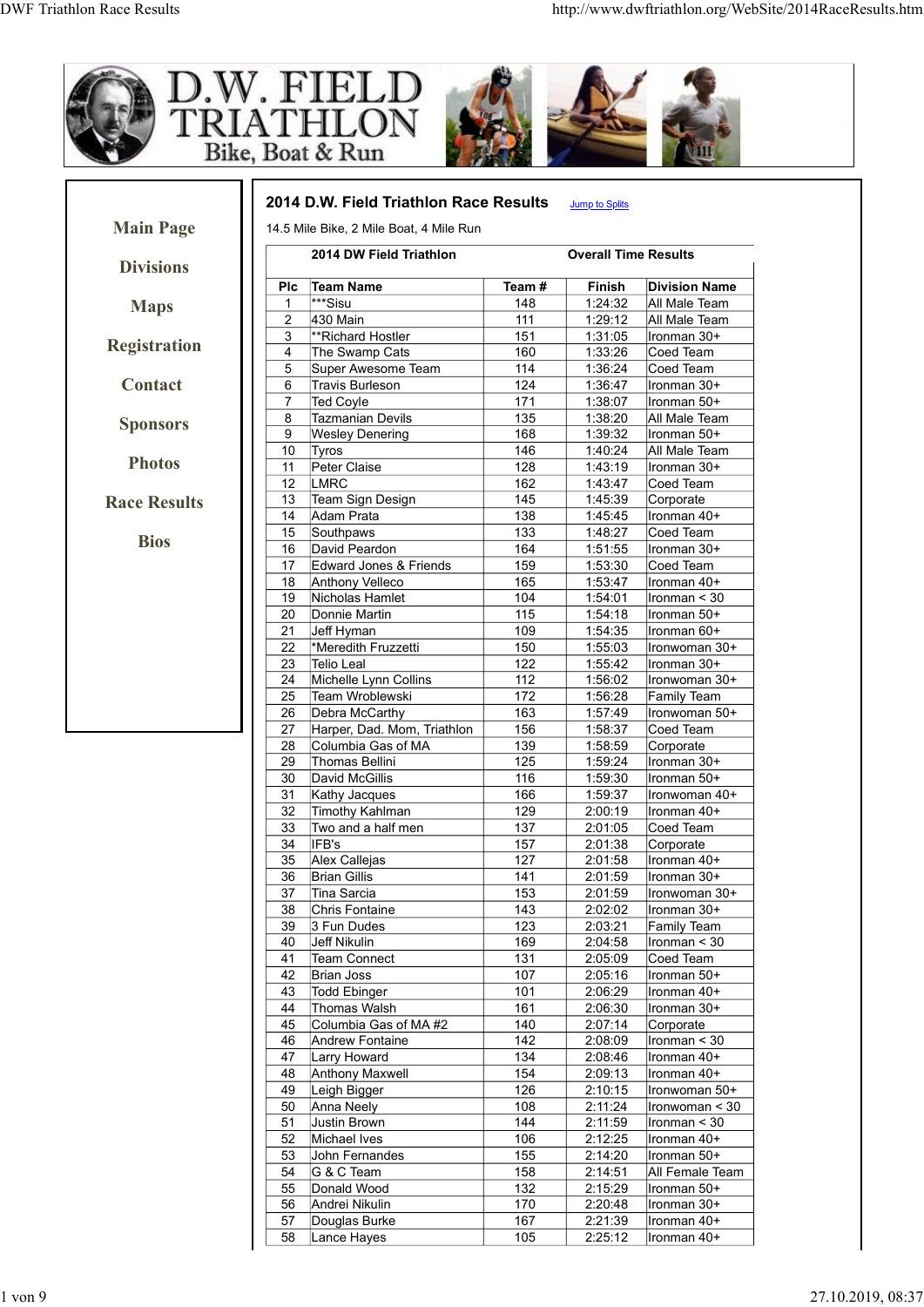D.W. FIELD TRIATHLON
Bike, Boat & Run

Main Page

Divisions

Maps

Registration

Contact

Sponsors

Photos

Race Results

Bios

## 2014 D.W. Field Triathlon Race Results

Jump to Splits

14.5 Mile Bike, 2 Mile Boat, 4 Mile Run

| 2014 DW Field Triathlon | | | Overall Time Results | |
|---|---|---|---|---|
| **Plc** | **Team Name** | **Team #** | **Finish** | **Division Name** |
| 1 | ***Sisu | 148 | 1:24:32 | All Male Team |
| 2 | 430 Main | 111 | 1:29:12 | All Male Team |
| 3 | **Richard Hostler | 151 | 1:31:05 | Ironman 30+ |
| 4 | The Swamp Cats | 160 | 1:33:26 | Coed Team |
| 5 | Super Awesome Team | 114 | 1:36:24 | Coed Team |
| 6 | Travis Burleson | 124 | 1:36:47 | Ironman 30+ |
| 7 | Ted Coyle | 171 | 1:38:07 | Ironman 50+ |
| 8 | Tazmanian Devils | 135 | 1:38:20 | All Male Team |
| 9 | Wesley Denering | 168 | 1:39:32 | Ironman 50+ |
| 10 | Tyros | 146 | 1:40:24 | All Male Team |
| 11 | Peter Claise | 128 | 1:43:19 | Ironman 30+ |
| 12 | LMRC | 162 | 1:43:47 | Coed Team |
| 13 | Team Sign Design | 145 | 1:45:39 | Corporate |
| 14 | Adam Prata | 138 | 1:45:45 | Ironman 40+ |
| 15 | Southpaws | 133 | 1:48:27 | Coed Team |
| 16 | David Peardon | 164 | 1:51:55 | Ironman 30+ |
| 17 | Edward Jones & Friends | 159 | 1:53:30 | Coed Team |
| 18 | Anthony Velleco | 165 | 1:53:47 | Ironman 40+ |
| 19 | Nicholas Hamlet | 104 | 1:54:01 | Ironman < 30 |
| 20 | Donnie Martin | 115 | 1:54:18 | Ironman 50+ |
| 21 | Jeff Hyman | 109 | 1:54:35 | Ironman 60+ |
| 22 | *Meredith Fruzzetti | 150 | 1:55:03 | Ironwoman 30+ |
| 23 | Telio Leal | 122 | 1:55:42 | Ironman 30+ |
| 24 | Michelle Lynn Collins | 112 | 1:56:02 | Ironwoman 30+ |
| 25 | Team Wroblewski | 172 | 1:56:28 | Family Team |
| 26 | Debra McCarthy | 163 | 1:57:49 | Ironwoman 50+ |
| 27 | Harper, Dad. Mom, Triathlon | 156 | 1:58:37 | Coed Team |
| 28 | Columbia Gas of MA | 139 | 1:58:59 | Corporate |
| 29 | Thomas Bellini | 125 | 1:59:24 | Ironman 30+ |
| 30 | David McGillis | 116 | 1:59:30 | Ironman 50+ |
| 31 | Kathy Jacques | 166 | 1:59:37 | Ironwoman 40+ |
| 32 | Timothy Kahlman | 129 | 2:00:19 | Ironman 40+ |
| 33 | Two and a half men | 137 | 2:01:05 | Coed Team |
| 34 | IFB's | 157 | 2:01:38 | Corporate |
| 35 | Alex Callejas | 127 | 2:01:58 | Ironman 40+ |
| 36 | Brian Gillis | 141 | 2:01:59 | Ironman 30+ |
| 37 | Tina Sarcia | 153 | 2:01:59 | Ironwoman 30+ |
| 38 | Chris Fontaine | 143 | 2:02:02 | Ironman 30+ |
| 39 | 3 Fun Dudes | 123 | 2:03:21 | Family Team |
| 40 | Jeff Nikulin | 169 | 2:04:58 | Ironman < 30 |
| 41 | Team Connect | 131 | 2:05:09 | Coed Team |
| 42 | Brian Joss | 107 | 2:05:16 | Ironman 50+ |
| 43 | Todd Ebinger | 101 | 2:06:29 | Ironman 40+ |
| 44 | Thomas Walsh | 161 | 2:06:30 | Ironman 30+ |
| 45 | Columbia Gas of MA #2 | 140 | 2:07:14 | Corporate |
| 46 | Andrew Fontaine | 142 | 2:08:09 | Ironman < 30 |
| 47 | Larry Howard | 134 | 2:08:46 | Ironman 40+ |
| 48 | Anthony Maxwell | 154 | 2:09:13 | Ironman 40+ |
| 49 | Leigh Bigger | 126 | 2:10:15 | Ironwoman 50+ |
| 50 | Anna Neely | 108 | 2:11:24 | Ironwoman < 30 |
| 51 | Justin Brown | 144 | 2:11:59 | Ironman < 30 |
| 52 | Michael Ives | 106 | 2:12:25 | Ironman 40+ |
| 53 | John Fernandes | 155 | 2:14:20 | Ironman 50+ |
| 54 | G & C Team | 158 | 2:14:51 | All Female Team |
| 55 | Donald Wood | 132 | 2:15:29 | Ironman 50+ |
| 56 | Andrei Nikulin | 170 | 2:20:48 | Ironman 30+ |
| 57 | Douglas Burke | 167 | 2:21:39 | Ironman 40+ |
| 58 | Lance Hayes | 105 | 2:25:12 | Ironman 40+ |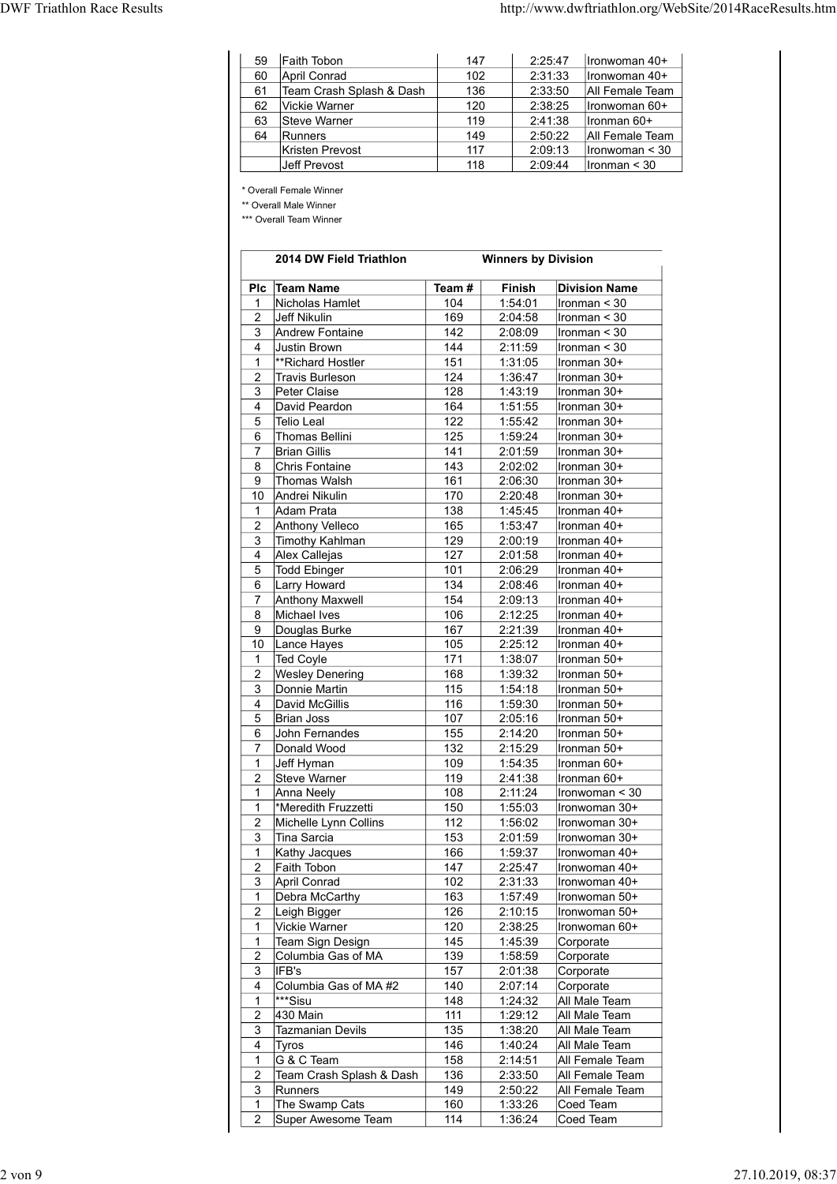| 59 | Faith Tobon | 147 | 2:25:47 | Ironwoman 40+ |
|---|---|---|---|---|
| 60 | April Conrad | 102 | 2:31:33 | Ironwoman 40+ |
| 61 | Team Crash Splash & Dash | 136 | 2:33:50 | All Female Team |
| 62 | Vickie Warner | 120 | 2:38:25 | Ironwoman 60+ |
| 63 | Steve Warner | 119 | 2:41:38 | Ironman 60+ |
| 64 | Runners | 149 | 2:50:22 | All Female Team |
| | Kristen Prevost | 117 | 2:09:13 | Ironwoman < 30 |
| | Jeff Prevost | 118 | 2:09:44 | Ironman < 30 |

* Overall Female Winner

** Overall Male Winner

*** Overall Team Winner

**2014 DW Field Triathlon — Winners by Division**

| Plc | Team Name | Team # | Finish | Division Name |
|---|---|---|---|---|
| 1 | Nicholas Hamlet | 104 | 1:54:01 | Ironman < 30 |
| 2 | Jeff Nikulin | 169 | 2:04:58 | Ironman < 30 |
| 3 | Andrew Fontaine | 142 | 2:08:09 | Ironman < 30 |
| 4 | Justin Brown | 144 | 2:11:59 | Ironman < 30 |
| 1 | **Richard Hostler | 151 | 1:31:05 | Ironman 30+ |
| 2 | Travis Burleson | 124 | 1:36:47 | Ironman 30+ |
| 3 | Peter Claise | 128 | 1:43:19 | Ironman 30+ |
| 4 | David Peardon | 164 | 1:51:55 | Ironman 30+ |
| 5 | Telio Leal | 122 | 1:55:42 | Ironman 30+ |
| 6 | Thomas Bellini | 125 | 1:59:24 | Ironman 30+ |
| 7 | Brian Gillis | 141 | 2:01:59 | Ironman 30+ |
| 8 | Chris Fontaine | 143 | 2:02:02 | Ironman 30+ |
| 9 | Thomas Walsh | 161 | 2:06:30 | Ironman 30+ |
| 10 | Andrei Nikulin | 170 | 2:20:48 | Ironman 30+ |
| 1 | Adam Prata | 138 | 1:45:45 | Ironman 40+ |
| 2 | Anthony Velleco | 165 | 1:53:47 | Ironman 40+ |
| 3 | Timothy Kahlman | 129 | 2:00:19 | Ironman 40+ |
| 4 | Alex Callejas | 127 | 2:01:58 | Ironman 40+ |
| 5 | Todd Ebinger | 101 | 2:06:29 | Ironman 40+ |
| 6 | Larry Howard | 134 | 2:08:46 | Ironman 40+ |
| 7 | Anthony Maxwell | 154 | 2:09:13 | Ironman 40+ |
| 8 | Michael Ives | 106 | 2:12:25 | Ironman 40+ |
| 9 | Douglas Burke | 167 | 2:21:39 | Ironman 40+ |
| 10 | Lance Hayes | 105 | 2:25:12 | Ironman 40+ |
| 1 | Ted Coyle | 171 | 1:38:07 | Ironman 50+ |
| 2 | Wesley Denering | 168 | 1:39:32 | Ironman 50+ |
| 3 | Donnie Martin | 115 | 1:54:18 | Ironman 50+ |
| 4 | David McGillis | 116 | 1:59:30 | Ironman 50+ |
| 5 | Brian Joss | 107 | 2:05:16 | Ironman 50+ |
| 6 | John Fernandes | 155 | 2:14:20 | Ironman 50+ |
| 7 | Donald Wood | 132 | 2:15:29 | Ironman 50+ |
| 1 | Jeff Hyman | 109 | 1:54:35 | Ironman 60+ |
| 2 | Steve Warner | 119 | 2:41:38 | Ironman 60+ |
| 1 | Anna Neely | 108 | 2:11:24 | Ironwoman < 30 |
| 1 | *Meredith Fruzzetti | 150 | 1:55:03 | Ironwoman 30+ |
| 2 | Michelle Lynn Collins | 112 | 1:56:02 | Ironwoman 30+ |
| 3 | Tina Sarcia | 153 | 2:01:59 | Ironwoman 30+ |
| 1 | Kathy Jacques | 166 | 1:59:37 | Ironwoman 40+ |
| 2 | Faith Tobon | 147 | 2:25:47 | Ironwoman 40+ |
| 3 | April Conrad | 102 | 2:31:33 | Ironwoman 40+ |
| 1 | Debra McCarthy | 163 | 1:57:49 | Ironwoman 50+ |
| 2 | Leigh Bigger | 126 | 2:10:15 | Ironwoman 50+ |
| 1 | Vickie Warner | 120 | 2:38:25 | Ironwoman 60+ |
| 1 | Team Sign Design | 145 | 1:45:39 | Corporate |
| 2 | Columbia Gas of MA | 139 | 1:58:59 | Corporate |
| 3 | IFB's | 157 | 2:01:38 | Corporate |
| 4 | Columbia Gas of MA #2 | 140 | 2:07:14 | Corporate |
| 1 | ***Sisu | 148 | 1:24:32 | All Male Team |
| 2 | 430 Main | 111 | 1:29:12 | All Male Team |
| 3 | Tazmanian Devils | 135 | 1:38:20 | All Male Team |
| 4 | Tyros | 146 | 1:40:24 | All Male Team |
| 1 | G & C Team | 158 | 2:14:51 | All Female Team |
| 2 | Team Crash Splash & Dash | 136 | 2:33:50 | All Female Team |
| 3 | Runners | 149 | 2:50:22 | All Female Team |
| 1 | The Swamp Cats | 160 | 1:33:26 | Coed Team |
| 2 | Super Awesome Team | 114 | 1:36:24 | Coed Team |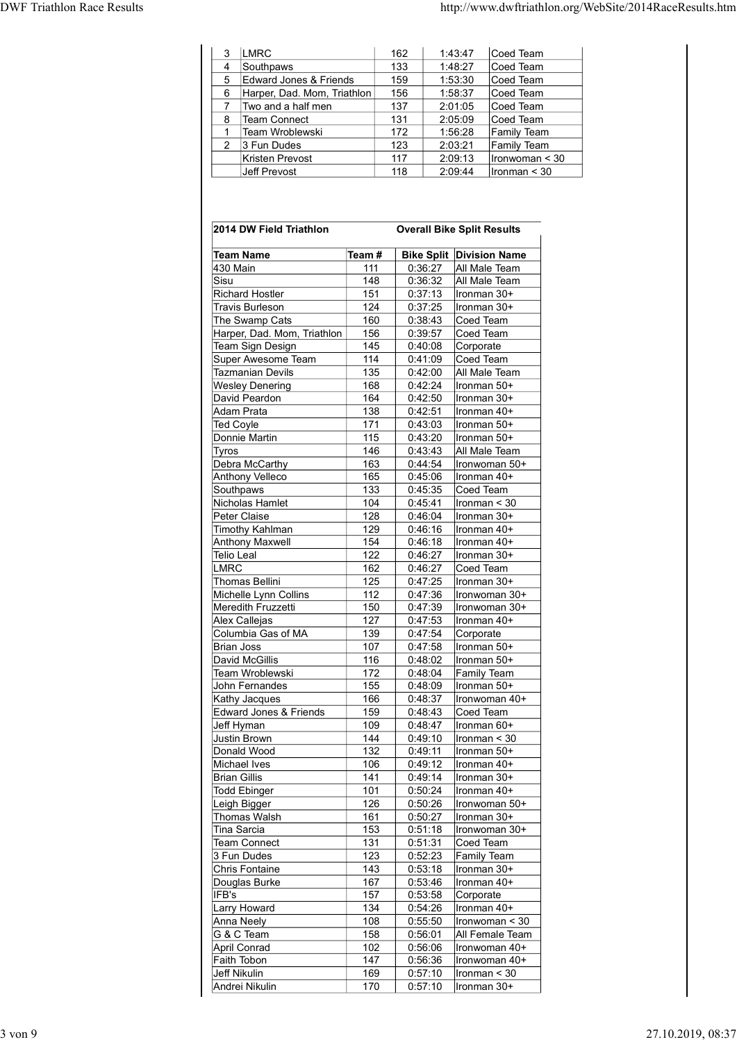| | | | | |
|---|---|---|---|---|
| 3 | LMRC | 162 | 1:43:47 | Coed Team |
| 4 | Southpaws | 133 | 1:48:27 | Coed Team |
| 5 | Edward Jones & Friends | 159 | 1:53:30 | Coed Team |
| 6 | Harper, Dad. Mom, Triathlon | 156 | 1:58:37 | Coed Team |
| 7 | Two and a half men | 137 | 2:01:05 | Coed Team |
| 8 | Team Connect | 131 | 2:05:09 | Coed Team |
| 1 | Team Wroblewski | 172 | 1:56:28 | Family Team |
| 2 | 3 Fun Dudes | 123 | 2:03:21 | Family Team |
| | Kristen Prevost | 117 | 2:09:13 | Ironwoman < 30 |
| | Jeff Prevost | 118 | 2:09:44 | Ironman < 30 |

**2014 DW Field Triathlon** **Overall Bike Split Results**

| Team Name | Team # | Bike Split | Division Name |
|---|---|---|---|
| 430 Main | 111 | 0:36:27 | All Male Team |
| Sisu | 148 | 0:36:32 | All Male Team |
| Richard Hostler | 151 | 0:37:13 | Ironman 30+ |
| Travis Burleson | 124 | 0:37:25 | Ironman 30+ |
| The Swamp Cats | 160 | 0:38:43 | Coed Team |
| Harper, Dad. Mom, Triathlon | 156 | 0:39:57 | Coed Team |
| Team Sign Design | 145 | 0:40:08 | Corporate |
| Super Awesome Team | 114 | 0:41:09 | Coed Team |
| Tazmanian Devils | 135 | 0:42:00 | All Male Team |
| Wesley Denering | 168 | 0:42:24 | Ironman 50+ |
| David Peardon | 164 | 0:42:50 | Ironman 30+ |
| Adam Prata | 138 | 0:42:51 | Ironman 40+ |
| Ted Coyle | 171 | 0:43:03 | Ironman 50+ |
| Donnie Martin | 115 | 0:43:20 | Ironman 50+ |
| Tyros | 146 | 0:43:43 | All Male Team |
| Debra McCarthy | 163 | 0:44:54 | Ironwoman 50+ |
| Anthony Velleco | 165 | 0:45:06 | Ironman 40+ |
| Southpaws | 133 | 0:45:35 | Coed Team |
| Nicholas Hamlet | 104 | 0:45:41 | Ironman < 30 |
| Peter Claise | 128 | 0:46:04 | Ironman 30+ |
| Timothy Kahlman | 129 | 0:46:16 | Ironman 40+ |
| Anthony Maxwell | 154 | 0:46:18 | Ironman 40+ |
| Telio Leal | 122 | 0:46:27 | Ironman 30+ |
| LMRC | 162 | 0:46:27 | Coed Team |
| Thomas Bellini | 125 | 0:47:25 | Ironman 30+ |
| Michelle Lynn Collins | 112 | 0:47:36 | Ironwoman 30+ |
| Meredith Fruzzetti | 150 | 0:47:39 | Ironwoman 30+ |
| Alex Callejas | 127 | 0:47:53 | Ironman 40+ |
| Columbia Gas of MA | 139 | 0:47:54 | Corporate |
| Brian Joss | 107 | 0:47:58 | Ironman 50+ |
| David McGillis | 116 | 0:48:02 | Ironman 50+ |
| Team Wroblewski | 172 | 0:48:04 | Family Team |
| John Fernandes | 155 | 0:48:09 | Ironman 50+ |
| Kathy Jacques | 166 | 0:48:37 | Ironwoman 40+ |
| Edward Jones & Friends | 159 | 0:48:43 | Coed Team |
| Jeff Hyman | 109 | 0:48:47 | Ironman 60+ |
| Justin Brown | 144 | 0:49:10 | Ironman < 30 |
| Donald Wood | 132 | 0:49:11 | Ironman 50+ |
| Michael Ives | 106 | 0:49:12 | Ironman 40+ |
| Brian Gillis | 141 | 0:49:14 | Ironman 30+ |
| Todd Ebinger | 101 | 0:50:24 | Ironman 40+ |
| Leigh Bigger | 126 | 0:50:26 | Ironwoman 50+ |
| Thomas Walsh | 161 | 0:50:27 | Ironman 30+ |
| Tina Sarcia | 153 | 0:51:18 | Ironwoman 30+ |
| Team Connect | 131 | 0:51:31 | Coed Team |
| 3 Fun Dudes | 123 | 0:52:23 | Family Team |
| Chris Fontaine | 143 | 0:53:18 | Ironman 30+ |
| Douglas Burke | 167 | 0:53:46 | Ironman 40+ |
| IFB's | 157 | 0:53:58 | Corporate |
| Larry Howard | 134 | 0:54:26 | Ironman 40+ |
| Anna Neely | 108 | 0:55:50 | Ironwoman < 30 |
| G & C Team | 158 | 0:56:01 | All Female Team |
| April Conrad | 102 | 0:56:06 | Ironwoman 40+ |
| Faith Tobon | 147 | 0:56:36 | Ironwoman 40+ |
| Jeff Nikulin | 169 | 0:57:10 | Ironman < 30 |
| Andrei Nikulin | 170 | 0:57:10 | Ironman 30+ |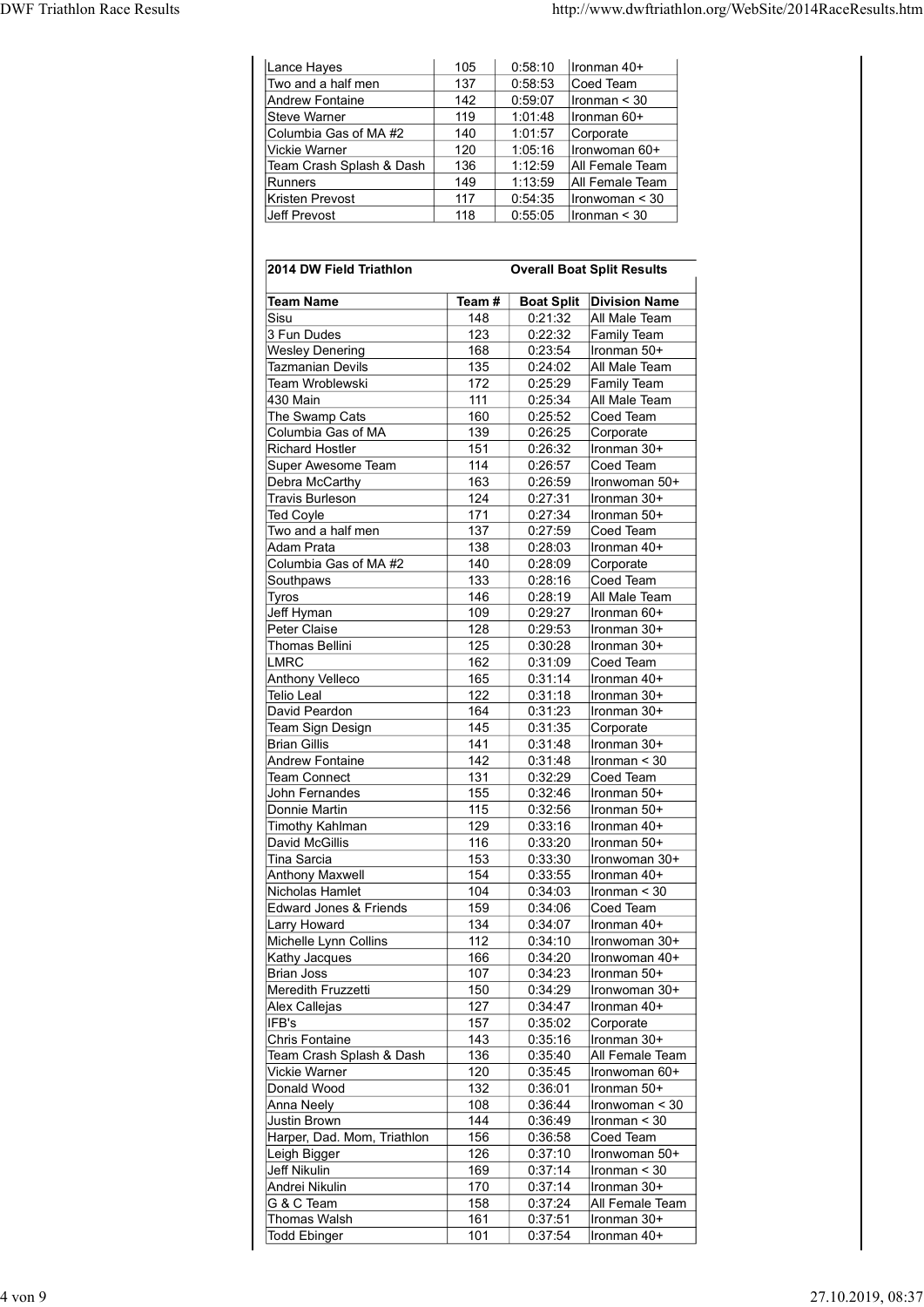| | | | |
|---|---|---|---|
| Lance Hayes | 105 | 0:58:10 | Ironman 40+ |
| Two and a half men | 137 | 0:58:53 | Coed Team |
| Andrew Fontaine | 142 | 0:59:07 | Ironman < 30 |
| Steve Warner | 119 | 1:01:48 | Ironman 60+ |
| Columbia Gas of MA #2 | 140 | 1:01:57 | Corporate |
| Vickie Warner | 120 | 1:05:16 | Ironwoman 60+ |
| Team Crash Splash & Dash | 136 | 1:12:59 | All Female Team |
| Runners | 149 | 1:13:59 | All Female Team |
| Kristen Prevost | 117 | 0:54:35 | Ironwoman < 30 |
| Jeff Prevost | 118 | 0:55:05 | Ironman < 30 |

**2014 DW Field Triathlon** — **Overall Boat Split Results**

| Team Name | Team # | Boat Split | Division Name |
|---|---|---|---|
| Sisu | 148 | 0:21:32 | All Male Team |
| 3 Fun Dudes | 123 | 0:22:32 | Family Team |
| Wesley Denering | 168 | 0:23:54 | Ironman 50+ |
| Tazmanian Devils | 135 | 0:24:02 | All Male Team |
| Team Wroblewski | 172 | 0:25:29 | Family Team |
| 430 Main | 111 | 0:25:34 | All Male Team |
| The Swamp Cats | 160 | 0:25:52 | Coed Team |
| Columbia Gas of MA | 139 | 0:26:25 | Corporate |
| Richard Hostler | 151 | 0:26:32 | Ironman 30+ |
| Super Awesome Team | 114 | 0:26:57 | Coed Team |
| Debra McCarthy | 163 | 0:26:59 | Ironwoman 50+ |
| Travis Burleson | 124 | 0:27:31 | Ironman 30+ |
| Ted Coyle | 171 | 0:27:34 | Ironman 50+ |
| Two and a half men | 137 | 0:27:59 | Coed Team |
| Adam Prata | 138 | 0:28:03 | Ironman 40+ |
| Columbia Gas of MA #2 | 140 | 0:28:09 | Corporate |
| Southpaws | 133 | 0:28:16 | Coed Team |
| Tyros | 146 | 0:28:19 | All Male Team |
| Jeff Hyman | 109 | 0:29:27 | Ironman 60+ |
| Peter Claise | 128 | 0:29:53 | Ironman 30+ |
| Thomas Bellini | 125 | 0:30:28 | Ironman 30+ |
| LMRC | 162 | 0:31:09 | Coed Team |
| Anthony Velleco | 165 | 0:31:14 | Ironman 40+ |
| Telio Leal | 122 | 0:31:18 | Ironman 30+ |
| David Peardon | 164 | 0:31:23 | Ironman 30+ |
| Team Sign Design | 145 | 0:31:35 | Corporate |
| Brian Gillis | 141 | 0:31:48 | Ironman 30+ |
| Andrew Fontaine | 142 | 0:31:48 | Ironman < 30 |
| Team Connect | 131 | 0:32:29 | Coed Team |
| John Fernandes | 155 | 0:32:46 | Ironman 50+ |
| Donnie Martin | 115 | 0:32:56 | Ironman 50+ |
| Timothy Kahlman | 129 | 0:33:16 | Ironman 40+ |
| David McGillis | 116 | 0:33:20 | Ironman 50+ |
| Tina Sarcia | 153 | 0:33:30 | Ironwoman 30+ |
| Anthony Maxwell | 154 | 0:33:55 | Ironman 40+ |
| Nicholas Hamlet | 104 | 0:34:03 | Ironman < 30 |
| Edward Jones & Friends | 159 | 0:34:06 | Coed Team |
| Larry Howard | 134 | 0:34:07 | Ironman 40+ |
| Michelle Lynn Collins | 112 | 0:34:10 | Ironwoman 30+ |
| Kathy Jacques | 166 | 0:34:20 | Ironwoman 40+ |
| Brian Joss | 107 | 0:34:23 | Ironman 50+ |
| Meredith Fruzzetti | 150 | 0:34:29 | Ironwoman 30+ |
| Alex Callejas | 127 | 0:34:47 | Ironman 40+ |
| IFB's | 157 | 0:35:02 | Corporate |
| Chris Fontaine | 143 | 0:35:16 | Ironman 30+ |
| Team Crash Splash & Dash | 136 | 0:35:40 | All Female Team |
| Vickie Warner | 120 | 0:35:45 | Ironwoman 60+ |
| Donald Wood | 132 | 0:36:01 | Ironman 50+ |
| Anna Neely | 108 | 0:36:44 | Ironwoman < 30 |
| Justin Brown | 144 | 0:36:49 | Ironman < 30 |
| Harper, Dad. Mom, Triathlon | 156 | 0:36:58 | Coed Team |
| Leigh Bigger | 126 | 0:37:10 | Ironwoman 50+ |
| Jeff Nikulin | 169 | 0:37:14 | Ironman < 30 |
| Andrei Nikulin | 170 | 0:37:14 | Ironman 30+ |
| G & C Team | 158 | 0:37:24 | All Female Team |
| Thomas Walsh | 161 | 0:37:51 | Ironman 30+ |
| Todd Ebinger | 101 | 0:37:54 | Ironman 40+ |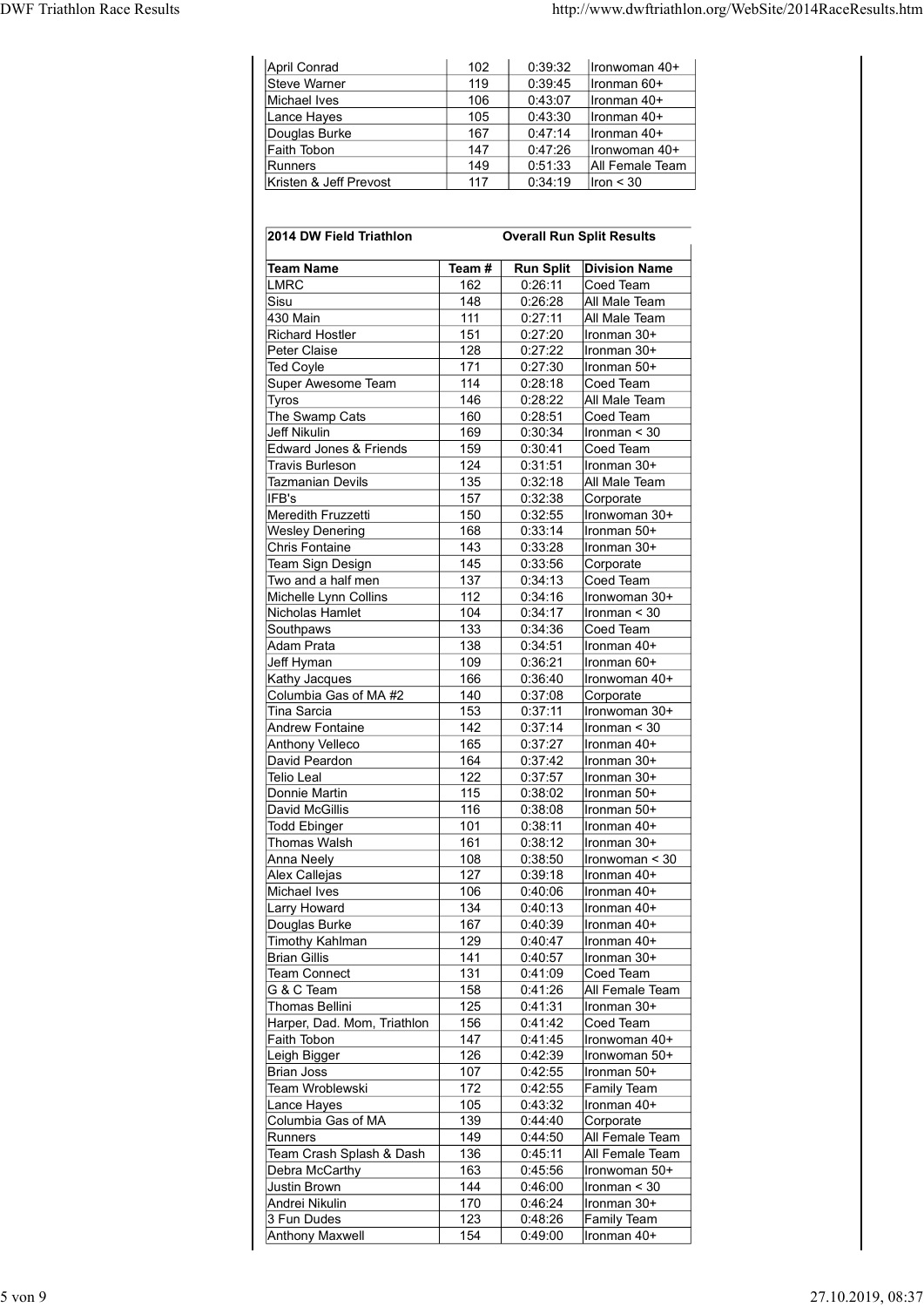| | | | |
|---|---|---|---|
| April Conrad | 102 | 0:39:32 | Ironwoman 40+ |
| Steve Warner | 119 | 0:39:45 | Ironman 60+ |
| Michael Ives | 106 | 0:43:07 | Ironman 40+ |
| Lance Hayes | 105 | 0:43:30 | Ironman 40+ |
| Douglas Burke | 167 | 0:47:14 | Ironman 40+ |
| Faith Tobon | 147 | 0:47:26 | Ironwoman 40+ |
| Runners | 149 | 0:51:33 | All Female Team |
| Kristen & Jeff Prevost | 117 | 0:34:19 | Iron < 30 |

| **2014 DW Field Triathlon** | | **Overall Run Split Results** | |
|---|---|---|---|
| **Team Name** | **Team #** | **Run Split** | **Division Name** |
| LMRC | 162 | 0:26:11 | Coed Team |
| Sisu | 148 | 0:26:28 | All Male Team |
| 430 Main | 111 | 0:27:11 | All Male Team |
| Richard Hostler | 151 | 0:27:20 | Ironman 30+ |
| Peter Claise | 128 | 0:27:22 | Ironman 30+ |
| Ted Coyle | 171 | 0:27:30 | Ironman 50+ |
| Super Awesome Team | 114 | 0:28:18 | Coed Team |
| Tyros | 146 | 0:28:22 | All Male Team |
| The Swamp Cats | 160 | 0:28:51 | Coed Team |
| Jeff Nikulin | 169 | 0:30:34 | Ironman < 30 |
| Edward Jones & Friends | 159 | 0:30:41 | Coed Team |
| Travis Burleson | 124 | 0:31:51 | Ironman 30+ |
| Tazmanian Devils | 135 | 0:32:18 | All Male Team |
| IFB's | 157 | 0:32:38 | Corporate |
| Meredith Fruzzetti | 150 | 0:32:55 | Ironwoman 30+ |
| Wesley Denering | 168 | 0:33:14 | Ironman 50+ |
| Chris Fontaine | 143 | 0:33:28 | Ironman 30+ |
| Team Sign Design | 145 | 0:33:56 | Corporate |
| Two and a half men | 137 | 0:34:13 | Coed Team |
| Michelle Lynn Collins | 112 | 0:34:16 | Ironwoman 30+ |
| Nicholas Hamlet | 104 | 0:34:17 | Ironman < 30 |
| Southpaws | 133 | 0:34:36 | Coed Team |
| Adam Prata | 138 | 0:34:51 | Ironman 40+ |
| Jeff Hyman | 109 | 0:36:21 | Ironman 60+ |
| Kathy Jacques | 166 | 0:36:40 | Ironwoman 40+ |
| Columbia Gas of MA #2 | 140 | 0:37:08 | Corporate |
| Tina Sarcia | 153 | 0:37:11 | Ironwoman 30+ |
| Andrew Fontaine | 142 | 0:37:14 | Ironman < 30 |
| Anthony Velleco | 165 | 0:37:27 | Ironman 40+ |
| David Peardon | 164 | 0:37:42 | Ironman 30+ |
| Telio Leal | 122 | 0:37:57 | Ironman 30+ |
| Donnie Martin | 115 | 0:38:02 | Ironman 50+ |
| David McGillis | 116 | 0:38:08 | Ironman 50+ |
| Todd Ebinger | 101 | 0:38:11 | Ironman 40+ |
| Thomas Walsh | 161 | 0:38:12 | Ironman 30+ |
| Anna Neely | 108 | 0:38:50 | Ironwoman < 30 |
| Alex Callejas | 127 | 0:39:18 | Ironman 40+ |
| Michael Ives | 106 | 0:40:06 | Ironman 40+ |
| Larry Howard | 134 | 0:40:13 | Ironman 40+ |
| Douglas Burke | 167 | 0:40:39 | Ironman 40+ |
| Timothy Kahlman | 129 | 0:40:47 | Ironman 40+ |
| Brian Gillis | 141 | 0:40:57 | Ironman 30+ |
| Team Connect | 131 | 0:41:09 | Coed Team |
| G & C Team | 158 | 0:41:26 | All Female Team |
| Thomas Bellini | 125 | 0:41:31 | Ironman 30+ |
| Harper, Dad. Mom, Triathlon | 156 | 0:41:42 | Coed Team |
| Faith Tobon | 147 | 0:41:45 | Ironwoman 40+ |
| Leigh Bigger | 126 | 0:42:39 | Ironwoman 50+ |
| Brian Joss | 107 | 0:42:55 | Ironman 50+ |
| Team Wroblewski | 172 | 0:42:55 | Family Team |
| Lance Hayes | 105 | 0:43:32 | Ironman 40+ |
| Columbia Gas of MA | 139 | 0:44:40 | Corporate |
| Runners | 149 | 0:44:50 | All Female Team |
| Team Crash Splash & Dash | 136 | 0:45:11 | All Female Team |
| Debra McCarthy | 163 | 0:45:56 | Ironwoman 50+ |
| Justin Brown | 144 | 0:46:00 | Ironman < 30 |
| Andrei Nikulin | 170 | 0:46:24 | Ironman 30+ |
| 3 Fun Dudes | 123 | 0:48:26 | Family Team |
| Anthony Maxwell | 154 | 0:49:00 | Ironman 40+ |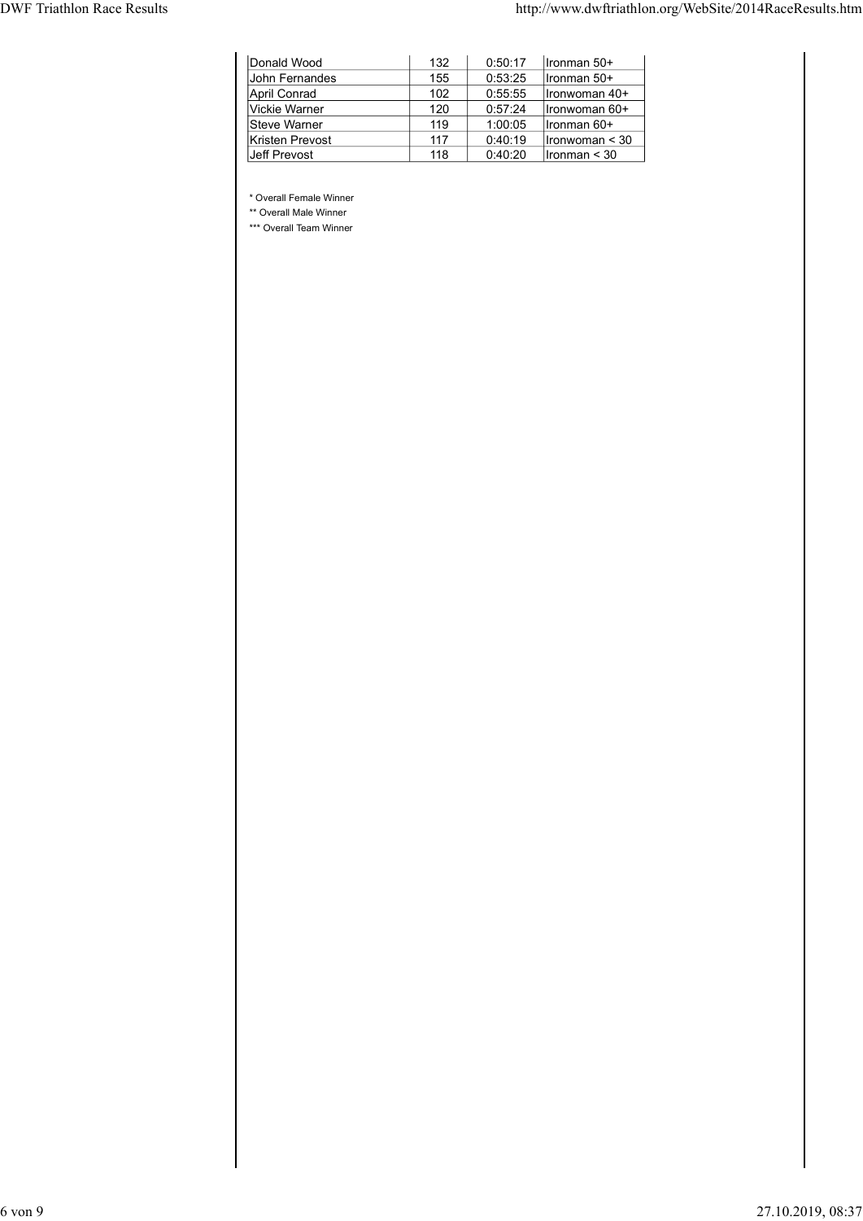| Donald Wood | 132 | 0:50:17 | Ironman 50+ |
|---|---|---|---|
| John Fernandes | 155 | 0:53:25 | Ironman 50+ |
| April Conrad | 102 | 0:55:55 | Ironwoman 40+ |
| Vickie Warner | 120 | 0:57:24 | Ironwoman 60+ |
| Steve Warner | 119 | 1:00:05 | Ironman 60+ |
| Kristen Prevost | 117 | 0:40:19 | Ironwoman < 30 |
| Jeff Prevost | 118 | 0:40:20 | Ironman < 30 |

* Overall Female Winner
** Overall Male Winner
*** Overall Team Winner